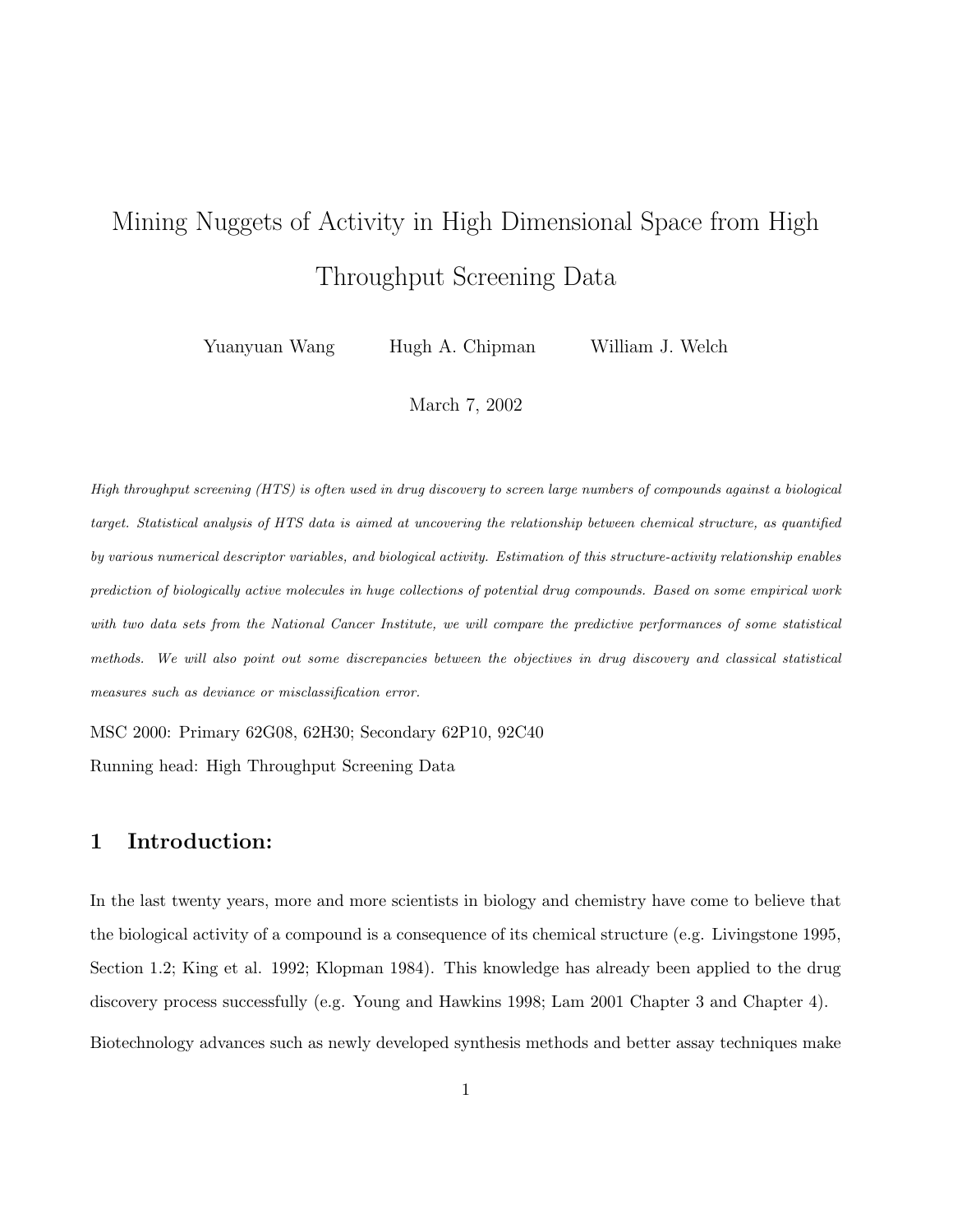# Mining Nuggets of Activity in High Dimensional Space from High Throughput Screening Data

Yuanyuan Wang    Hugh A. Chipman    William J. Welch

March 7, 2002

*High throughput screening (HTS) is often used in drug discovery to screen large numbers of compounds against a biological target. Statistical analysis of HTS data is aimed at uncovering the relationship between chemical structure, as quantified by various numerical descriptor variables, and biological activity. Estimation of this structure-activity relationship enables prediction of biologically active molecules in huge collections of potential drug compounds. Based on some empirical work with two data sets from the National Cancer Institute, we will compare the predictive performances of some statistical methods. We will also point out some discrepancies between the objectives in drug discovery and classical statistical measures such as deviance or misclassification error.*

MSC 2000: Primary 62G08, 62H30; Secondary 62P10, 92C40

Running head: High Throughput Screening Data

## 1 Introduction:

In the last twenty years, more and more scientists in biology and chemistry have come to believe that the biological activity of a compound is a consequence of its chemical structure (e.g. Livingstone 1995, Section 1.2; King et al. 1992; Klopman 1984). This knowledge has already been applied to the drug discovery process successfully (e.g. Young and Hawkins 1998; Lam 2001 Chapter 3 and Chapter 4). Biotechnology advances such as newly developed synthesis methods and better assay techniques make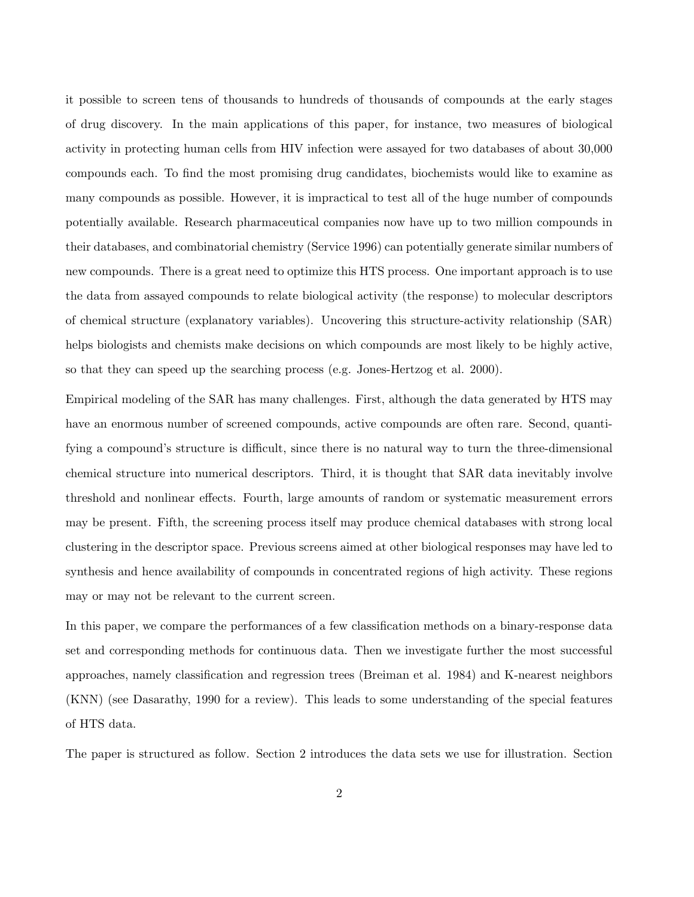it possible to screen tens of thousands to hundreds of thousands of compounds at the early stages of drug discovery. In the main applications of this paper, for instance, two measures of biological activity in protecting human cells from HIV infection were assayed for two databases of about 30,000 compounds each. To find the most promising drug candidates, biochemists would like to examine as many compounds as possible. However, it is impractical to test all of the huge number of compounds potentially available. Research pharmaceutical companies now have up to two million compounds in their databases, and combinatorial chemistry (Service 1996) can potentially generate similar numbers of new compounds. There is a great need to optimize this HTS process. One important approach is to use the data from assayed compounds to relate biological activity (the response) to molecular descriptors of chemical structure (explanatory variables). Uncovering this structure-activity relationship (SAR) helps biologists and chemists make decisions on which compounds are most likely to be highly active, so that they can speed up the searching process (e.g. Jones-Hertzog et al. 2000).

Empirical modeling of the SAR has many challenges. First, although the data generated by HTS may have an enormous number of screened compounds, active compounds are often rare. Second, quantifying a compound's structure is difficult, since there is no natural way to turn the three-dimensional chemical structure into numerical descriptors. Third, it is thought that SAR data inevitably involve threshold and nonlinear effects. Fourth, large amounts of random or systematic measurement errors may be present. Fifth, the screening process itself may produce chemical databases with strong local clustering in the descriptor space. Previous screens aimed at other biological responses may have led to synthesis and hence availability of compounds in concentrated regions of high activity. These regions may or may not be relevant to the current screen.

In this paper, we compare the performances of a few classification methods on a binary-response data set and corresponding methods for continuous data. Then we investigate further the most successful approaches, namely classification and regression trees (Breiman et al. 1984) and K-nearest neighbors (KNN) (see Dasarathy, 1990 for a review). This leads to some understanding of the special features of HTS data.

The paper is structured as follow. Section 2 introduces the data sets we use for illustration. Section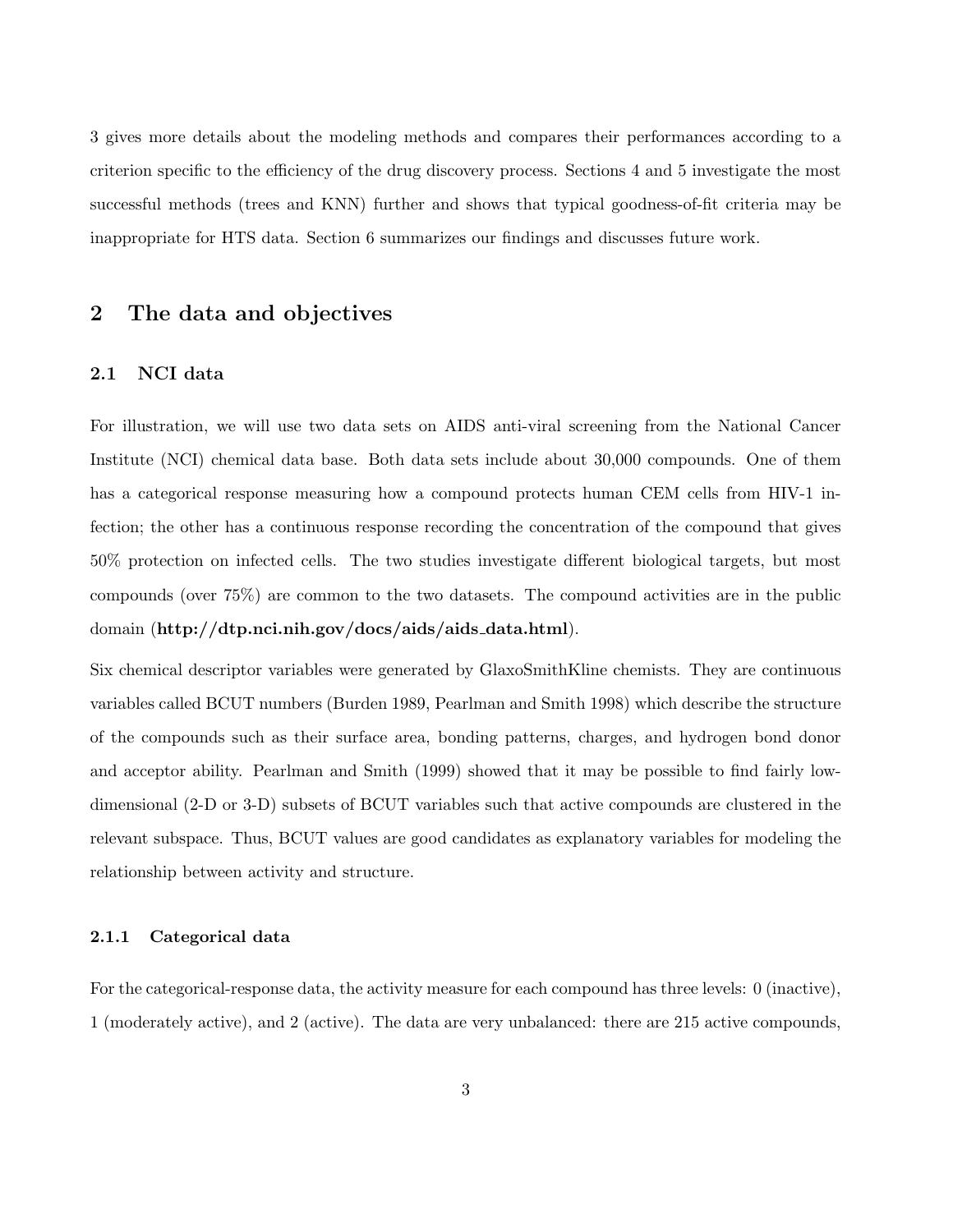3 gives more details about the modeling methods and compares their performances according to a criterion specific to the efficiency of the drug discovery process. Sections 4 and 5 investigate the most successful methods (trees and KNN) further and shows that typical goodness-of-fit criteria may be inappropriate for HTS data. Section 6 summarizes our findings and discusses future work.

## 2 The data and objectives

### 2.1 NCI data

For illustration, we will use two data sets on AIDS anti-viral screening from the National Cancer Institute (NCI) chemical data base. Both data sets include about 30,000 compounds. One of them has a categorical response measuring how a compound protects human CEM cells from HIV-1 infection; the other has a continuous response recording the concentration of the compound that gives 50% protection on infected cells. The two studies investigate different biological targets, but most compounds (over 75%) are common to the two datasets. The compound activities are in the public domain (**http://dtp.nci.nih.gov/docs/aids/aids_data.html**).

Six chemical descriptor variables were generated by GlaxoSmithKline chemists. They are continuous variables called BCUT numbers (Burden 1989, Pearlman and Smith 1998) which describe the structure of the compounds such as their surface area, bonding patterns, charges, and hydrogen bond donor and acceptor ability. Pearlman and Smith (1999) showed that it may be possible to find fairly low-dimensional (2-D or 3-D) subsets of BCUT variables such that active compounds are clustered in the relevant subspace. Thus, BCUT values are good candidates as explanatory variables for modeling the relationship between activity and structure.

#### 2.1.1 Categorical data

For the categorical-response data, the activity measure for each compound has three levels: 0 (inactive), 1 (moderately active), and 2 (active). The data are very unbalanced: there are 215 active compounds,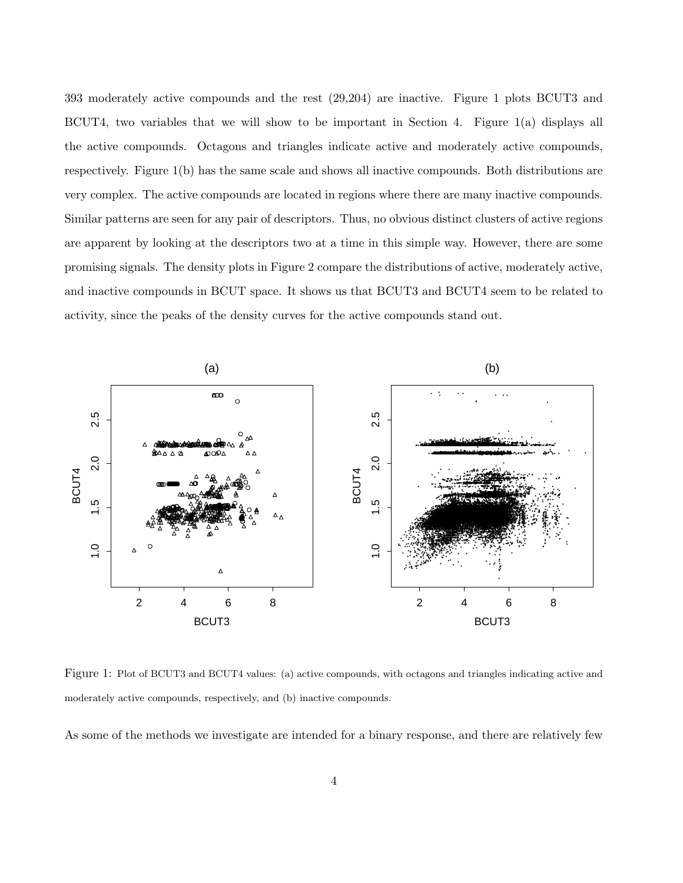393 moderately active compounds and the rest (29,204) are inactive. Figure 1 plots BCUT3 and BCUT4, two variables that we will show to be important in Section 4. Figure 1(a) displays all the active compounds. Octagons and triangles indicate active and moderately active compounds, respectively. Figure 1(b) has the same scale and shows all inactive compounds. Both distributions are very complex. The active compounds are located in regions where there are many inactive compounds. Similar patterns are seen for any pair of descriptors. Thus, no obvious distinct clusters of active regions are apparent by looking at the descriptors two at a time in this simple way. However, there are some promising signals. The density plots in Figure 2 compare the distributions of active, moderately active, and inactive compounds in BCUT space. It shows us that BCUT3 and BCUT4 seem to be related to activity, since the peaks of the density curves for the active compounds stand out.

Figure 1: Plot of BCUT3 and BCUT4 values: (a) active compounds, with octagons and triangles indicating active and moderately active compounds, respectively, and (b) inactive compounds.

As some of the methods we investigate are intended for a binary response, and there are relatively few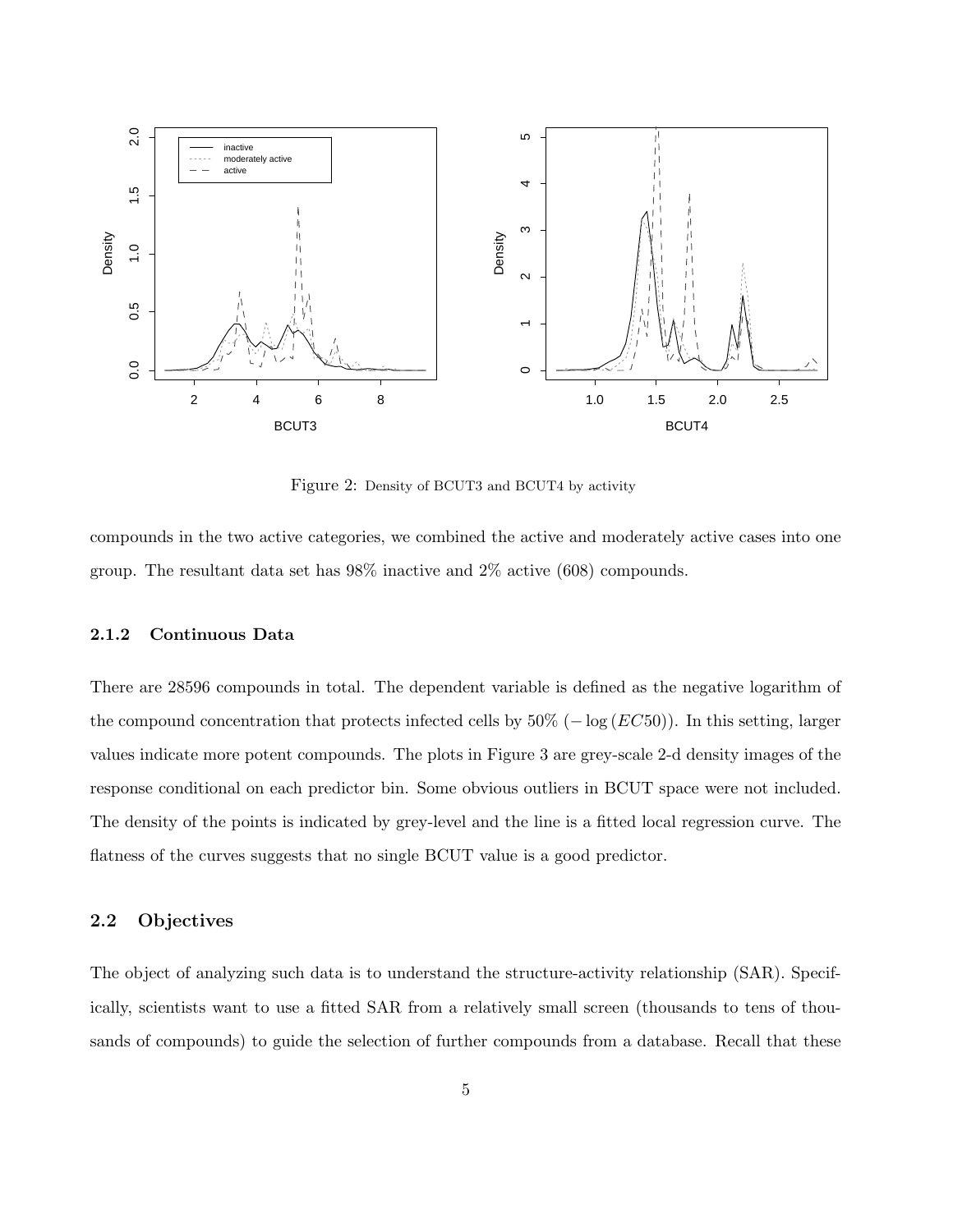Figure 2: Density of BCUT3 and BCUT4 by activity

compounds in the two active categories, we combined the active and moderately active cases into one group. The resultant data set has 98% inactive and 2% active (608) compounds.

### 2.1.2 Continuous Data

There are 28596 compounds in total. The dependent variable is defined as the negative logarithm of the compound concentration that protects infected cells by 50% ($-\log(EC50)$). In this setting, larger values indicate more potent compounds. The plots in Figure 3 are grey-scale 2-d density images of the response conditional on each predictor bin. Some obvious outliers in BCUT space were not included. The density of the points is indicated by grey-level and the line is a fitted local regression curve. The flatness of the curves suggests that no single BCUT value is a good predictor.

## 2.2 Objectives

The object of analyzing such data is to understand the structure-activity relationship (SAR). Specifically, scientists want to use a fitted SAR from a relatively small screen (thousands to tens of thousands of compounds) to guide the selection of further compounds from a database. Recall that these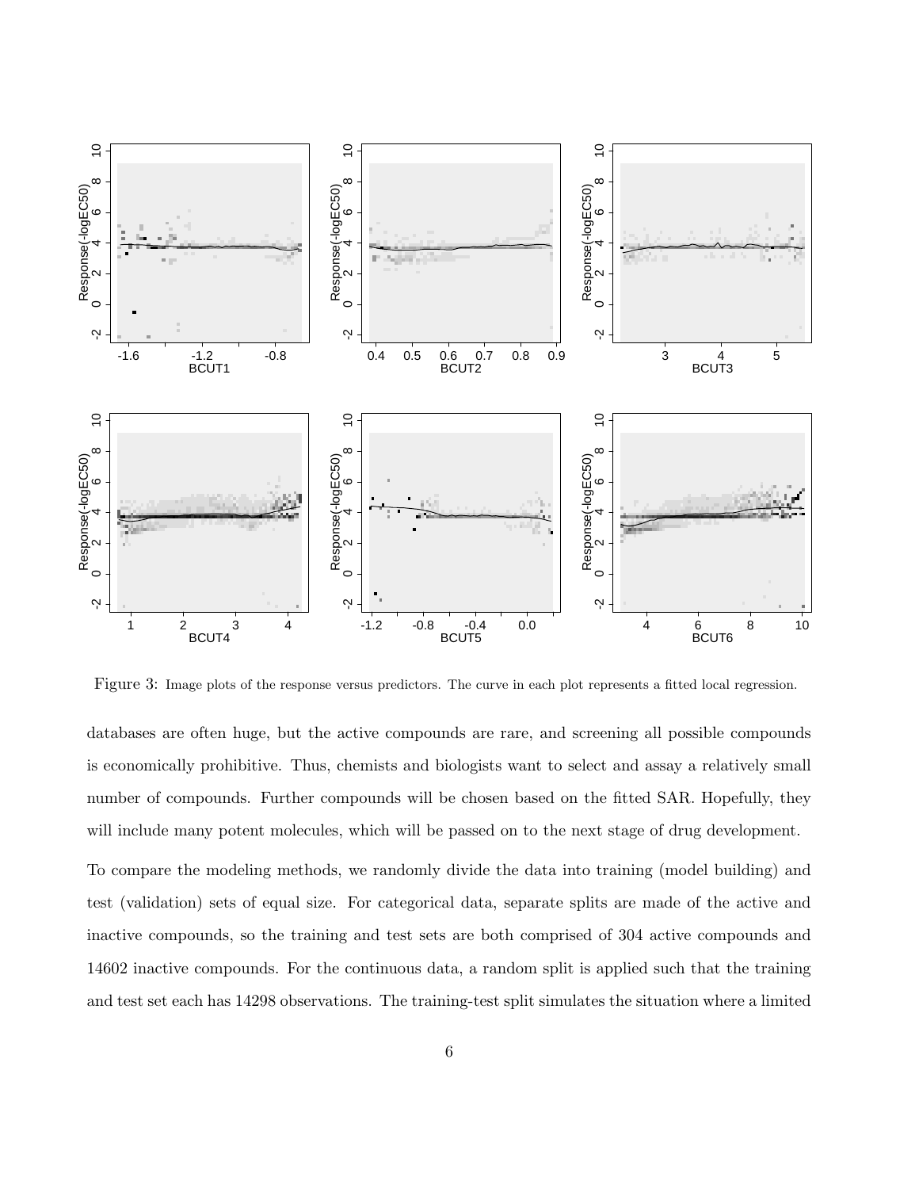Figure 3: Image plots of the response versus predictors. The curve in each plot represents a fitted local regression.

databases are often huge, but the active compounds are rare, and screening all possible compounds is economically prohibitive. Thus, chemists and biologists want to select and assay a relatively small number of compounds. Further compounds will be chosen based on the fitted SAR. Hopefully, they will include many potent molecules, which will be passed on to the next stage of drug development.

To compare the modeling methods, we randomly divide the data into training (model building) and test (validation) sets of equal size. For categorical data, separate splits are made of the active and inactive compounds, so the training and test sets are both comprised of 304 active compounds and 14602 inactive compounds. For the continuous data, a random split is applied such that the training and test set each has 14298 observations. The training-test split simulates the situation where a limited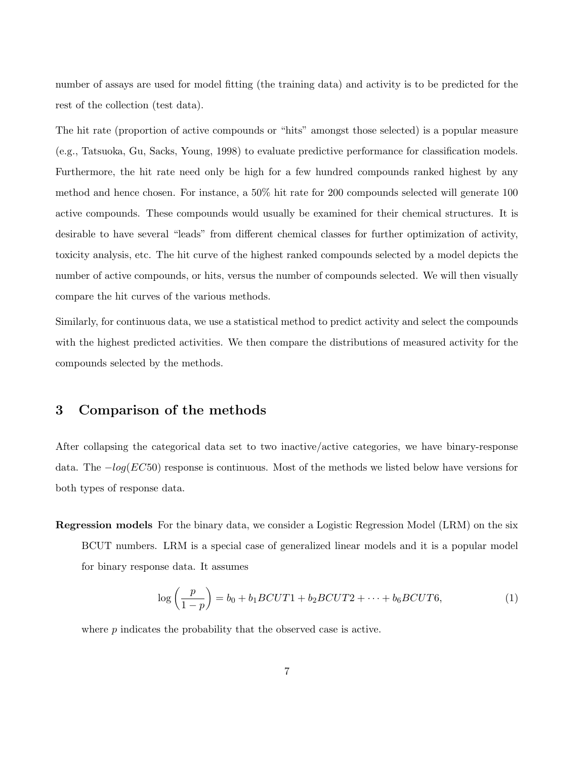number of assays are used for model fitting (the training data) and activity is to be predicted for the rest of the collection (test data).

The hit rate (proportion of active compounds or "hits" amongst those selected) is a popular measure (e.g., Tatsuoka, Gu, Sacks, Young, 1998) to evaluate predictive performance for classification models. Furthermore, the hit rate need only be high for a few hundred compounds ranked highest by any method and hence chosen. For instance, a 50% hit rate for 200 compounds selected will generate 100 active compounds. These compounds would usually be examined for their chemical structures. It is desirable to have several "leads" from different chemical classes for further optimization of activity, toxicity analysis, etc. The hit curve of the highest ranked compounds selected by a model depicts the number of active compounds, or hits, versus the number of compounds selected. We will then visually compare the hit curves of the various methods.

Similarly, for continuous data, we use a statistical method to predict activity and select the compounds with the highest predicted activities. We then compare the distributions of measured activity for the compounds selected by the methods.

## 3 Comparison of the methods

After collapsing the categorical data set to two inactive/active categories, we have binary-response data. The $-log(EC50)$ response is continuous. Most of the methods we listed below have versions for both types of response data.

**Regression models** For the binary data, we consider a Logistic Regression Model (LRM) on the six BCUT numbers. LRM is a special case of generalized linear models and it is a popular model for binary response data. It assumes

$$\log\left(\frac{p}{1-p}\right) = b_0 + b_1 BCUT1 + b_2 BCUT2 + \cdots + b_6 BCUT6, \tag{1}$$

where $p$ indicates the probability that the observed case is active.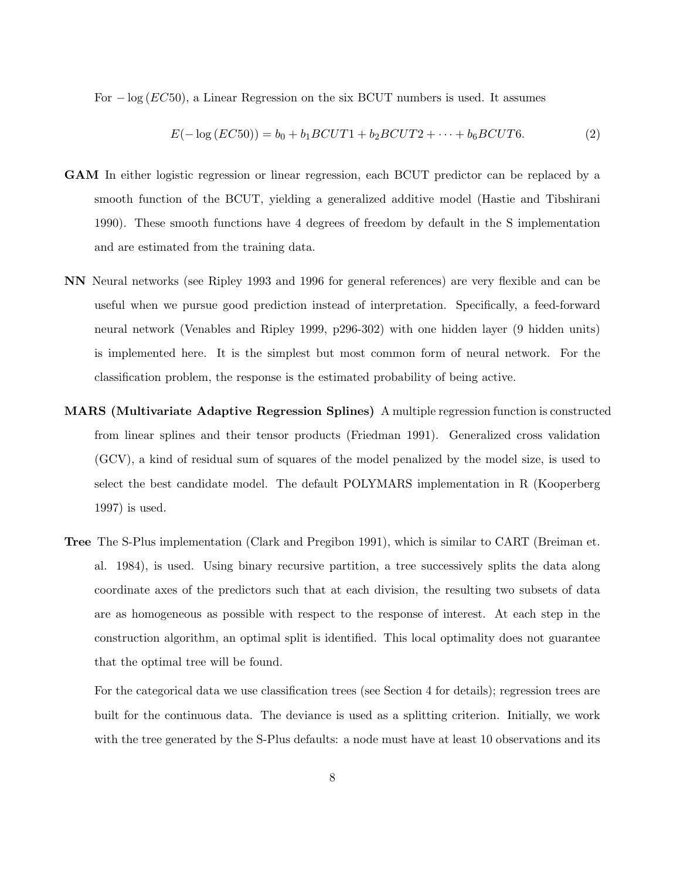For $-\log(EC50)$, a Linear Regression on the six BCUT numbers is used. It assumes

$$E(-\log(EC50)) = b_0 + b_1 BCUT1 + b_2 BCUT2 + \cdots + b_6 BCUT6. \tag{2}$$

**GAM** In either logistic regression or linear regression, each BCUT predictor can be replaced by a smooth function of the BCUT, yielding a generalized additive model (Hastie and Tibshirani 1990). These smooth functions have 4 degrees of freedom by default in the S implementation and are estimated from the training data.

**NN** Neural networks (see Ripley 1993 and 1996 for general references) are very flexible and can be useful when we pursue good prediction instead of interpretation. Specifically, a feed-forward neural network (Venables and Ripley 1999, p296-302) with one hidden layer (9 hidden units) is implemented here. It is the simplest but most common form of neural network. For the classification problem, the response is the estimated probability of being active.

**MARS (Multivariate Adaptive Regression Splines)** A multiple regression function is constructed from linear splines and their tensor products (Friedman 1991). Generalized cross validation (GCV), a kind of residual sum of squares of the model penalized by the model size, is used to select the best candidate model. The default POLYMARS implementation in R (Kooperberg 1997) is used.

**Tree** The S-Plus implementation (Clark and Pregibon 1991), which is similar to CART (Breiman et. al. 1984), is used. Using binary recursive partition, a tree successively splits the data along coordinate axes of the predictors such that at each division, the resulting two subsets of data are as homogeneous as possible with respect to the response of interest. At each step in the construction algorithm, an optimal split is identified. This local optimality does not guarantee that the optimal tree will be found.

For the categorical data we use classification trees (see Section 4 for details); regression trees are built for the continuous data. The deviance is used as a splitting criterion. Initially, we work with the tree generated by the S-Plus defaults: a node must have at least 10 observations and its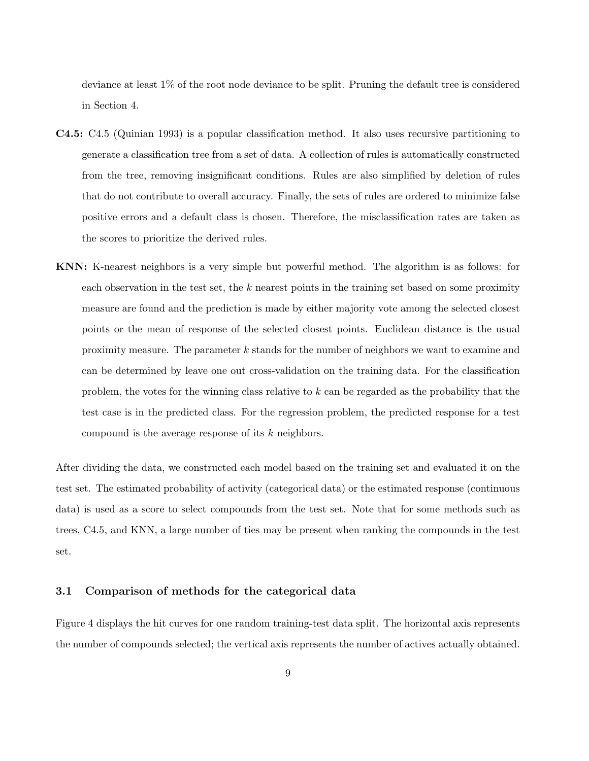deviance at least 1% of the root node deviance to be split. Pruning the default tree is considered in Section 4.

**C4.5:** C4.5 (Quinian 1993) is a popular classification method. It also uses recursive partitioning to generate a classification tree from a set of data. A collection of rules is automatically constructed from the tree, removing insignificant conditions. Rules are also simplified by deletion of rules that do not contribute to overall accuracy. Finally, the sets of rules are ordered to minimize false positive errors and a default class is chosen. Therefore, the misclassification rates are taken as the scores to prioritize the derived rules.

**KNN:** K-nearest neighbors is a very simple but powerful method. The algorithm is as follows: for each observation in the test set, the $k$ nearest points in the training set based on some proximity measure are found and the prediction is made by either majority vote among the selected closest points or the mean of response of the selected closest points. Euclidean distance is the usual proximity measure. The parameter $k$ stands for the number of neighbors we want to examine and can be determined by leave one out cross-validation on the training data. For the classification problem, the votes for the winning class relative to $k$ can be regarded as the probability that the test case is in the predicted class. For the regression problem, the predicted response for a test compound is the average response of its $k$ neighbors.

After dividing the data, we constructed each model based on the training set and evaluated it on the test set. The estimated probability of activity (categorical data) or the estimated response (continuous data) is used as a score to select compounds from the test set. Note that for some methods such as trees, C4.5, and KNN, a large number of ties may be present when ranking the compounds in the test set.

### 3.1 Comparison of methods for the categorical data

Figure 4 displays the hit curves for one random training-test data split. The horizontal axis represents the number of compounds selected; the vertical axis represents the number of actives actually obtained.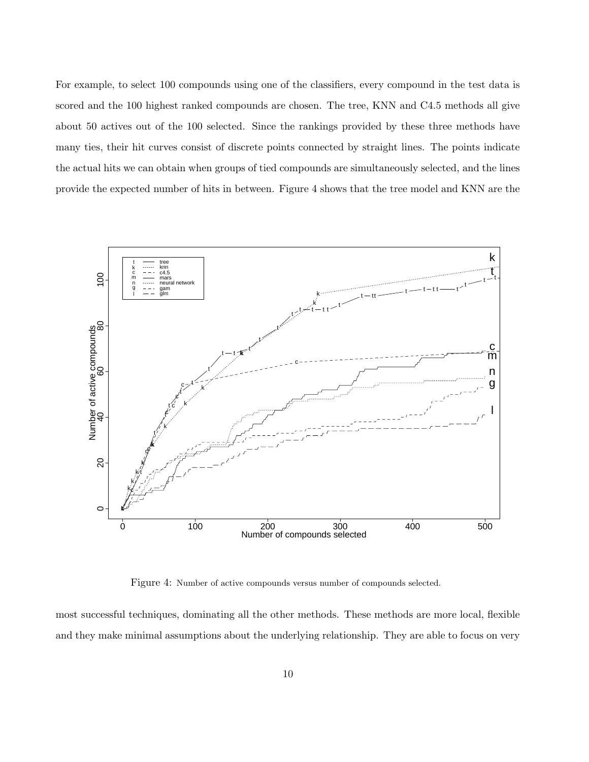For example, to select 100 compounds using one of the classifiers, every compound in the test data is scored and the 100 highest ranked compounds are chosen. The tree, KNN and C4.5 methods all give about 50 actives out of the 100 selected. Since the rankings provided by these three methods have many ties, their hit curves consist of discrete points connected by straight lines. The points indicate the actual hits we can obtain when groups of tied compounds are simultaneously selected, and the lines provide the expected number of hits in between. Figure 4 shows that the tree model and KNN are the

Figure 4: Number of active compounds versus number of compounds selected.

most successful techniques, dominating all the other methods. These methods are more local, flexible and they make minimal assumptions about the underlying relationship. They are able to focus on very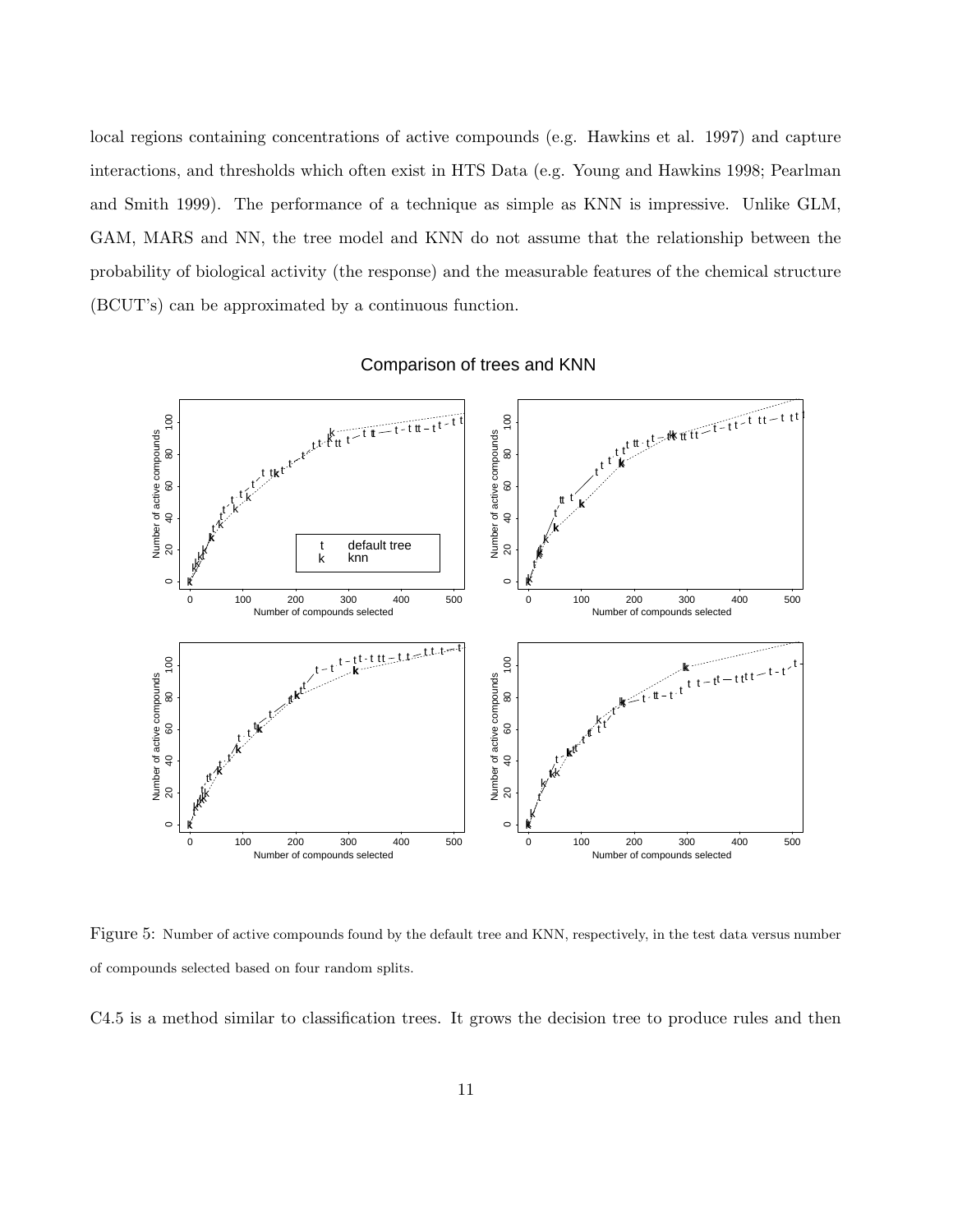local regions containing concentrations of active compounds (e.g. Hawkins et al. 1997) and capture interactions, and thresholds which often exist in HTS Data (e.g. Young and Hawkins 1998; Pearlman and Smith 1999). The performance of a technique as simple as KNN is impressive. Unlike GLM, GAM, MARS and NN, the tree model and KNN do not assume that the relationship between the probability of biological activity (the response) and the measurable features of the chemical structure (BCUT's) can be approximated by a continuous function.

Figure 5: Number of active compounds found by the default tree and KNN, respectively, in the test data versus number of compounds selected based on four random splits.

C4.5 is a method similar to classification trees. It grows the decision tree to produce rules and then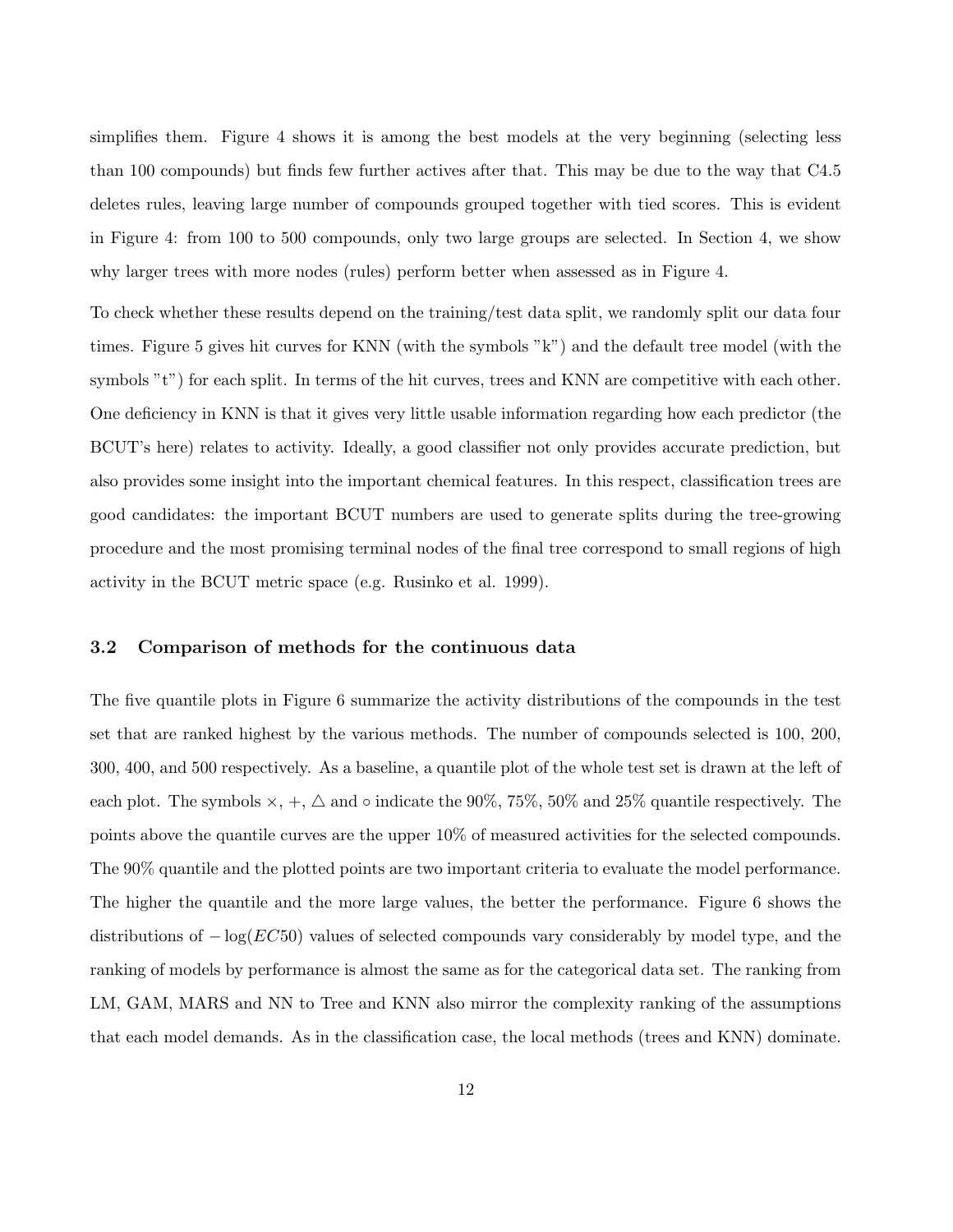simplifies them. Figure 4 shows it is among the best models at the very beginning (selecting less than 100 compounds) but finds few further actives after that. This may be due to the way that C4.5 deletes rules, leaving large number of compounds grouped together with tied scores. This is evident in Figure 4: from 100 to 500 compounds, only two large groups are selected. In Section 4, we show why larger trees with more nodes (rules) perform better when assessed as in Figure 4.

To check whether these results depend on the training/test data split, we randomly split our data four times. Figure 5 gives hit curves for KNN (with the symbols "k") and the default tree model (with the symbols "t") for each split. In terms of the hit curves, trees and KNN are competitive with each other. One deficiency in KNN is that it gives very little usable information regarding how each predictor (the BCUT's here) relates to activity. Ideally, a good classifier not only provides accurate prediction, but also provides some insight into the important chemical features. In this respect, classification trees are good candidates: the important BCUT numbers are used to generate splits during the tree-growing procedure and the most promising terminal nodes of the final tree correspond to small regions of high activity in the BCUT metric space (e.g. Rusinko et al. 1999).

### 3.2 Comparison of methods for the continuous data

The five quantile plots in Figure 6 summarize the activity distributions of the compounds in the test set that are ranked highest by the various methods. The number of compounds selected is 100, 200, 300, 400, and 500 respectively. As a baseline, a quantile plot of the whole test set is drawn at the left of each plot. The symbols $\times$, $+$, $\triangle$ and $\circ$ indicate the 90%, 75%, 50% and 25% quantile respectively. The points above the quantile curves are the upper 10% of measured activities for the selected compounds. The 90% quantile and the plotted points are two important criteria to evaluate the model performance. The higher the quantile and the more large values, the better the performance. Figure 6 shows the distributions of $-\log(EC50)$ values of selected compounds vary considerably by model type, and the ranking of models by performance is almost the same as for the categorical data set. The ranking from LM, GAM, MARS and NN to Tree and KNN also mirror the complexity ranking of the assumptions that each model demands. As in the classification case, the local methods (trees and KNN) dominate.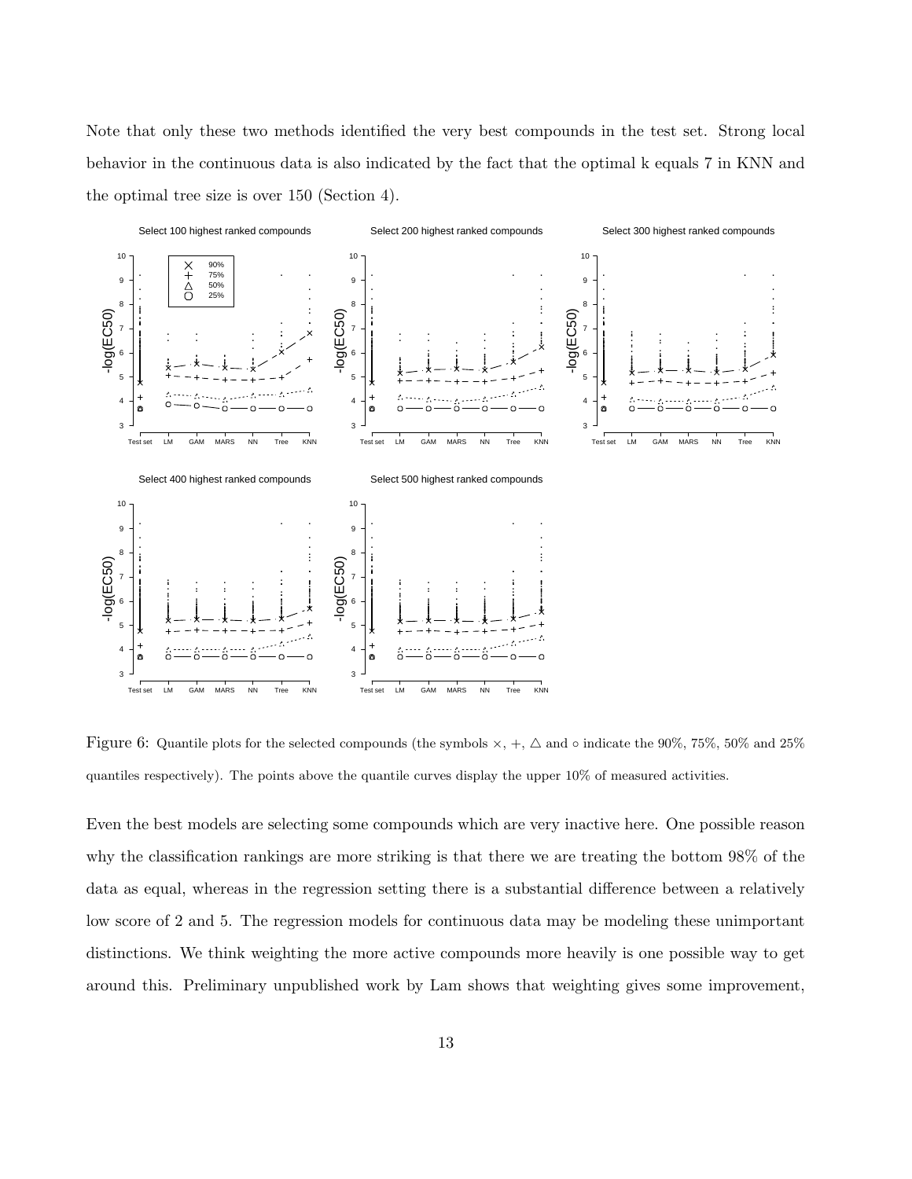Note that only these two methods identified the very best compounds in the test set. Strong local behavior in the continuous data is also indicated by the fact that the optimal k equals 7 in KNN and the optimal tree size is over 150 (Section 4).

Figure 6: Quantile plots for the selected compounds (the symbols $\times$, $+$, $\triangle$ and $\circ$ indicate the 90%, 75%, 50% and 25% quantiles respectively). The points above the quantile curves display the upper 10% of measured activities.

Even the best models are selecting some compounds which are very inactive here. One possible reason why the classification rankings are more striking is that there we are treating the bottom 98% of the data as equal, whereas in the regression setting there is a substantial difference between a relatively low score of 2 and 5. The regression models for continuous data may be modeling these unimportant distinctions. We think weighting the more active compounds more heavily is one possible way to get around this. Preliminary unpublished work by Lam shows that weighting gives some improvement,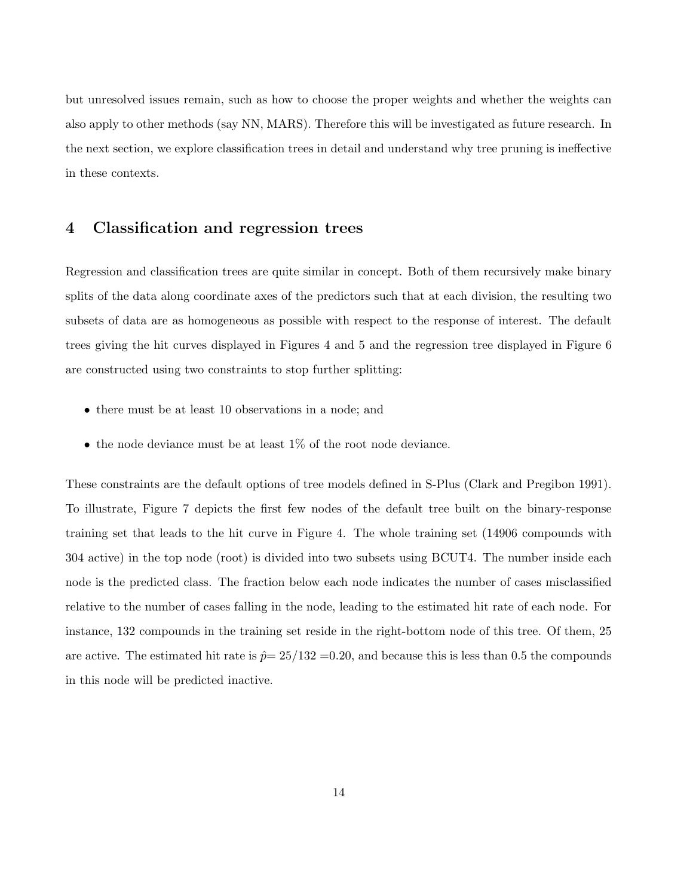but unresolved issues remain, such as how to choose the proper weights and whether the weights can also apply to other methods (say NN, MARS). Therefore this will be investigated as future research. In the next section, we explore classification trees in detail and understand why tree pruning is ineffective in these contexts.

## 4 Classification and regression trees

Regression and classification trees are quite similar in concept. Both of them recursively make binary splits of the data along coordinate axes of the predictors such that at each division, the resulting two subsets of data are as homogeneous as possible with respect to the response of interest. The default trees giving the hit curves displayed in Figures 4 and 5 and the regression tree displayed in Figure 6 are constructed using two constraints to stop further splitting:

- there must be at least 10 observations in a node; and
- the node deviance must be at least 1% of the root node deviance.

These constraints are the default options of tree models defined in S-Plus (Clark and Pregibon 1991). To illustrate, Figure 7 depicts the first few nodes of the default tree built on the binary-response training set that leads to the hit curve in Figure 4. The whole training set (14906 compounds with 304 active) in the top node (root) is divided into two subsets using BCUT4. The number inside each node is the predicted class. The fraction below each node indicates the number of cases misclassified relative to the number of cases falling in the node, leading to the estimated hit rate of each node. For instance, 132 compounds in the training set reside in the right-bottom node of this tree. Of them, 25 are active. The estimated hit rate is $\hat{p}$= 25/132 =0.20, and because this is less than 0.5 the compounds in this node will be predicted inactive.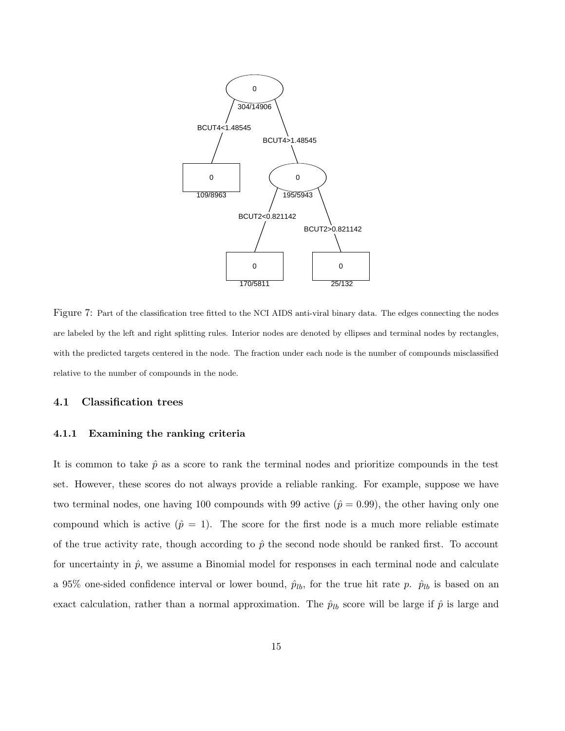Figure 7: Part of the classification tree fitted to the NCI AIDS anti-viral binary data. The edges connecting the nodes are labeled by the left and right splitting rules. Interior nodes are denoted by ellipses and terminal nodes by rectangles, with the predicted targets centered in the node. The fraction under each node is the number of compounds misclassified relative to the number of compounds in the node.

### 4.1 Classification trees

#### 4.1.1 Examining the ranking criteria

It is common to take $\hat{p}$ as a score to rank the terminal nodes and prioritize compounds in the test set. However, these scores do not always provide a reliable ranking. For example, suppose we have two terminal nodes, one having 100 compounds with 99 active ($\hat{p} = 0.99$), the other having only one compound which is active ($\hat{p} = 1$). The score for the first node is a much more reliable estimate of the true activity rate, though according to $\hat{p}$ the second node should be ranked first. To account for uncertainty in $\hat{p}$, we assume a Binomial model for responses in each terminal node and calculate a 95% one-sided confidence interval or lower bound, $\hat{p}_{lb}$, for the true hit rate $p$. $\hat{p}_{lb}$ is based on an exact calculation, rather than a normal approximation. The $\hat{p}_{lb}$ score will be large if $\hat{p}$ is large and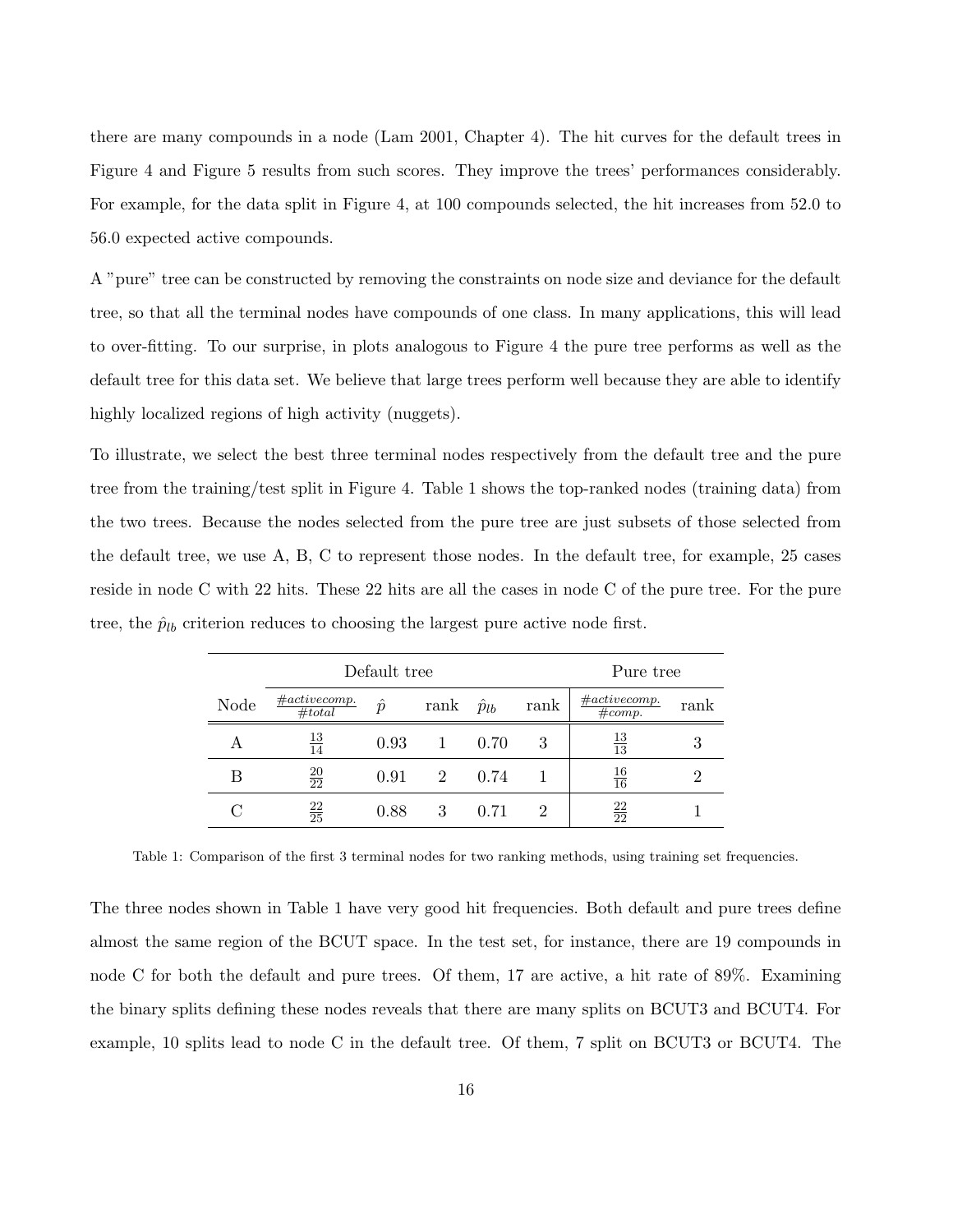there are many compounds in a node (Lam 2001, Chapter 4). The hit curves for the default trees in Figure 4 and Figure 5 results from such scores. They improve the trees' performances considerably. For example, for the data split in Figure 4, at 100 compounds selected, the hit increases from 52.0 to 56.0 expected active compounds.

A "pure" tree can be constructed by removing the constraints on node size and deviance for the default tree, so that all the terminal nodes have compounds of one class. In many applications, this will lead to over-fitting. To our surprise, in plots analogous to Figure 4 the pure tree performs as well as the default tree for this data set. We believe that large trees perform well because they are able to identify highly localized regions of high activity (nuggets).

To illustrate, we select the best three terminal nodes respectively from the default tree and the pure tree from the training/test split in Figure 4. Table 1 shows the top-ranked nodes (training data) from the two trees. Because the nodes selected from the pure tree are just subsets of those selected from the default tree, we use A, B, C to represent those nodes. In the default tree, for example, 25 cases reside in node C with 22 hits. These 22 hits are all the cases in node C of the pure tree. For the pure tree, the $\hat{p}_{lb}$ criterion reduces to choosing the largest pure active node first.

| | Default tree | | | | | Pure tree | |
|---|---|---|---|---|---|---|---|
| Node | $\frac{\#active comp.}{\#total}$ | $\hat{p}$ | rank | $\hat{p}_{lb}$ | rank | $\frac{\#active comp.}{\#comp.}$ | rank |
| A | $\frac{13}{14}$ | 0.93 | 1 | 0.70 | 3 | $\frac{13}{13}$ | 3 |
| B | $\frac{20}{22}$ | 0.91 | 2 | 0.74 | 1 | $\frac{16}{16}$ | 2 |
| C | $\frac{22}{25}$ | 0.88 | 3 | 0.71 | 2 | $\frac{22}{22}$ | 1 |

Table 1: Comparison of the first 3 terminal nodes for two ranking methods, using training set frequencies.

The three nodes shown in Table 1 have very good hit frequencies. Both default and pure trees define almost the same region of the BCUT space. In the test set, for instance, there are 19 compounds in node C for both the default and pure trees. Of them, 17 are active, a hit rate of 89%. Examining the binary splits defining these nodes reveals that there are many splits on BCUT3 and BCUT4. For example, 10 splits lead to node C in the default tree. Of them, 7 split on BCUT3 or BCUT4. The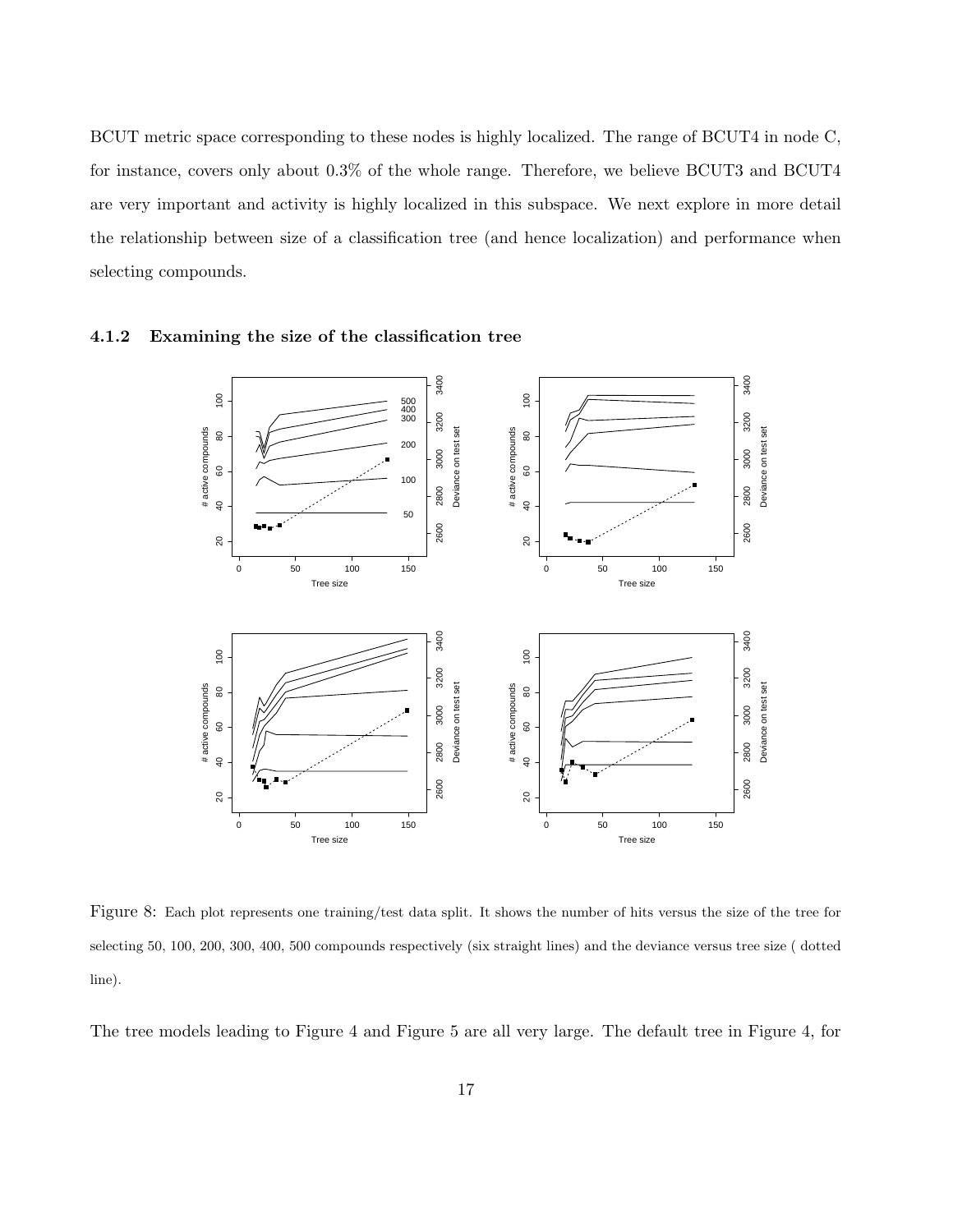BCUT metric space corresponding to these nodes is highly localized. The range of BCUT4 in node C, for instance, covers only about 0.3% of the whole range. Therefore, we believe BCUT3 and BCUT4 are very important and activity is highly localized in this subspace. We next explore in more detail the relationship between size of a classification tree (and hence localization) and performance when selecting compounds.

### 4.1.2 Examining the size of the classification tree

Figure 8: Each plot represents one training/test data split. It shows the number of hits versus the size of the tree for selecting 50, 100, 200, 300, 400, 500 compounds respectively (six straight lines) and the deviance versus tree size ( dotted line).

The tree models leading to Figure 4 and Figure 5 are all very large. The default tree in Figure 4, for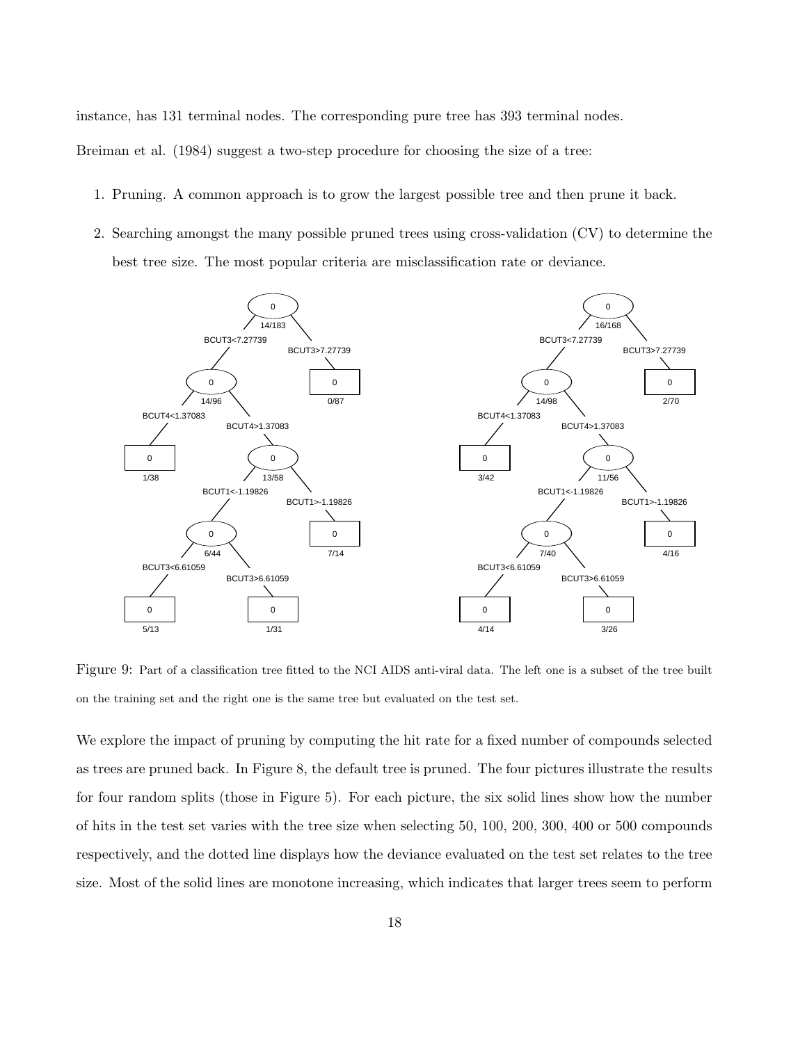instance, has 131 terminal nodes. The corresponding pure tree has 393 terminal nodes.

Breiman et al. (1984) suggest a two-step procedure for choosing the size of a tree:

1. Pruning. A common approach is to grow the largest possible tree and then prune it back.
2. Searching amongst the many possible pruned trees using cross-validation (CV) to determine the best tree size. The most popular criteria are misclassification rate or deviance.

Figure 9: Part of a classification tree fitted to the NCI AIDS anti-viral data. The left one is a subset of the tree built on the training set and the right one is the same tree but evaluated on the test set.

We explore the impact of pruning by computing the hit rate for a fixed number of compounds selected as trees are pruned back. In Figure 8, the default tree is pruned. The four pictures illustrate the results for four random splits (those in Figure 5). For each picture, the six solid lines show how the number of hits in the test set varies with the tree size when selecting 50, 100, 200, 300, 400 or 500 compounds respectively, and the dotted line displays how the deviance evaluated on the test set relates to the tree size. Most of the solid lines are monotone increasing, which indicates that larger trees seem to perform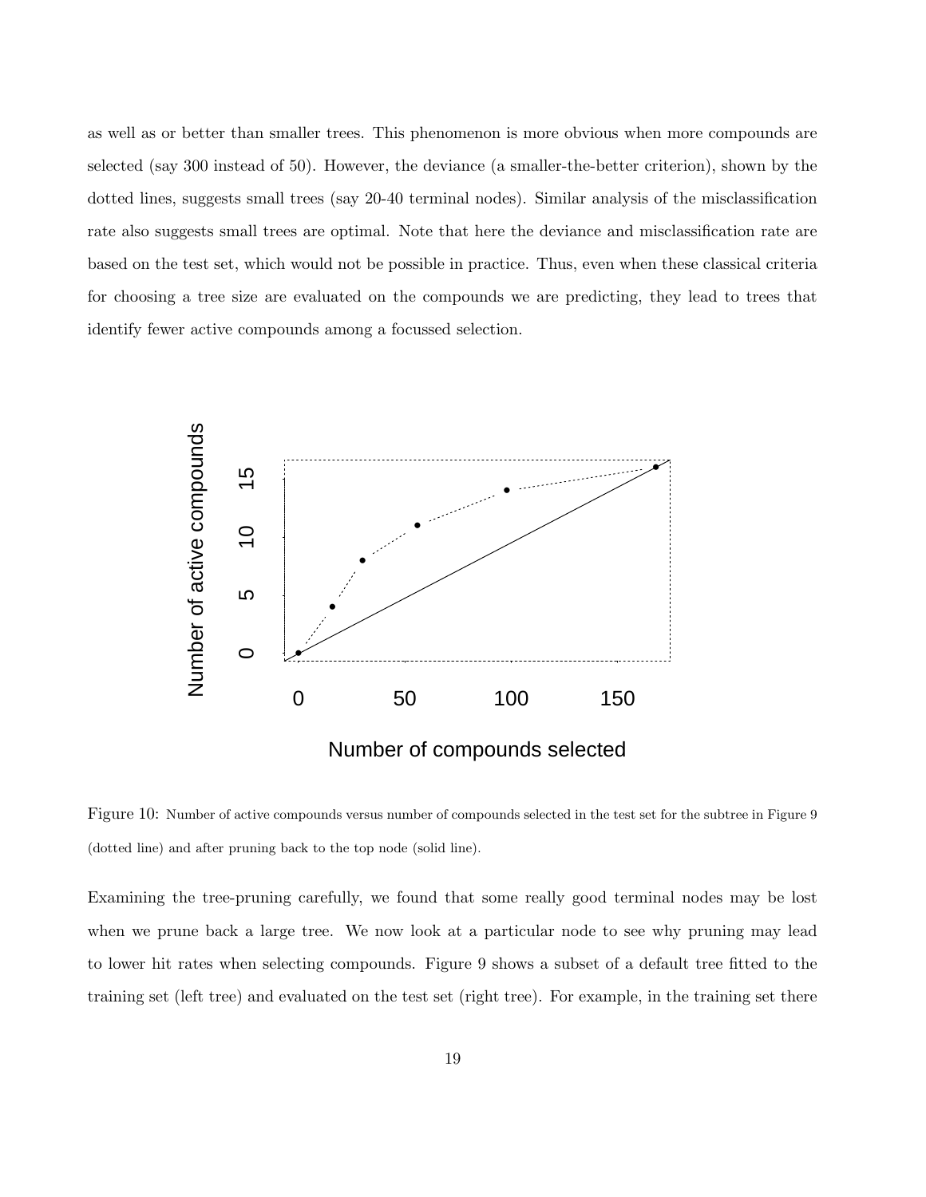as well as or better than smaller trees. This phenomenon is more obvious when more compounds are selected (say 300 instead of 50). However, the deviance (a smaller-the-better criterion), shown by the dotted lines, suggests small trees (say 20-40 terminal nodes). Similar analysis of the misclassification rate also suggests small trees are optimal. Note that here the deviance and misclassification rate are based on the test set, which would not be possible in practice. Thus, even when these classical criteria for choosing a tree size are evaluated on the compounds we are predicting, they lead to trees that identify fewer active compounds among a focussed selection.

Figure 10: Number of active compounds versus number of compounds selected in the test set for the subtree in Figure 9 (dotted line) and after pruning back to the top node (solid line).

Examining the tree-pruning carefully, we found that some really good terminal nodes may be lost when we prune back a large tree. We now look at a particular node to see why pruning may lead to lower hit rates when selecting compounds. Figure 9 shows a subset of a default tree fitted to the training set (left tree) and evaluated on the test set (right tree). For example, in the training set there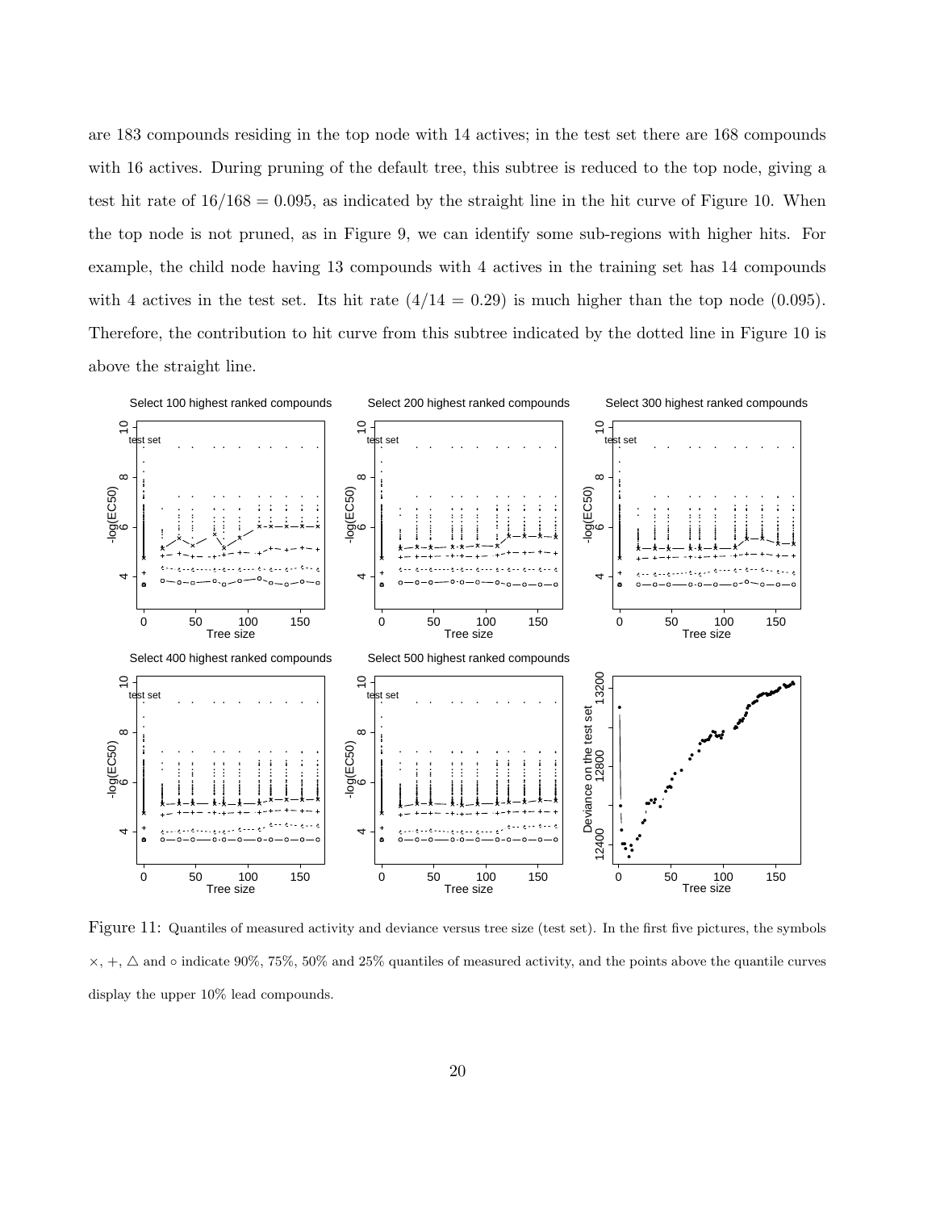are 183 compounds residing in the top node with 14 actives; in the test set there are 168 compounds with 16 actives. During pruning of the default tree, this subtree is reduced to the top node, giving a test hit rate of $16/168 = 0.095$, as indicated by the straight line in the hit curve of Figure 10. When the top node is not pruned, as in Figure 9, we can identify some sub-regions with higher hits. For example, the child node having 13 compounds with 4 actives in the training set has 14 compounds with 4 actives in the test set. Its hit rate $(4/14 = 0.29)$ is much higher than the top node (0.095). Therefore, the contribution to hit curve from this subtree indicated by the dotted line in Figure 10 is above the straight line.

Figure 11: Quantiles of measured activity and deviance versus tree size (test set). In the first five pictures, the symbols $\times$, $+$, $\triangle$ and $\circ$ indicate 90%, 75%, 50% and 25% quantiles of measured activity, and the points above the quantile curves display the upper 10% lead compounds.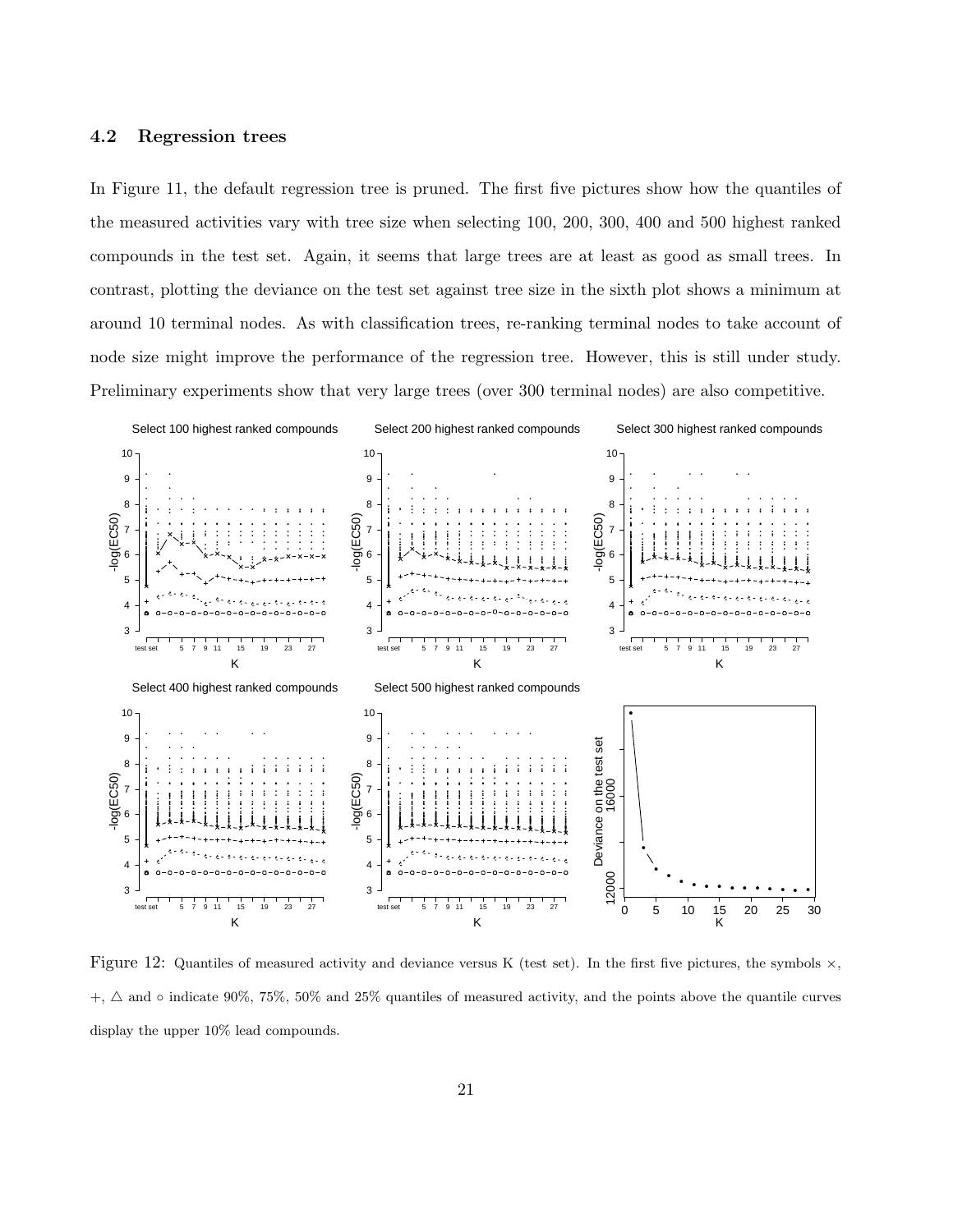### 4.2 Regression trees

In Figure 11, the default regression tree is pruned. The first five pictures show how the quantiles of the measured activities vary with tree size when selecting 100, 200, 300, 400 and 500 highest ranked compounds in the test set. Again, it seems that large trees are at least as good as small trees. In contrast, plotting the deviance on the test set against tree size in the sixth plot shows a minimum at around 10 terminal nodes. As with classification trees, re-ranking terminal nodes to take account of node size might improve the performance of the regression tree. However, this is still under study. Preliminary experiments show that very large trees (over 300 terminal nodes) are also competitive.

Figure 12: Quantiles of measured activity and deviance versus K (test set). In the first five pictures, the symbols $\times$, $+$, $\triangle$ and $\circ$ indicate 90%, 75%, 50% and 25% quantiles of measured activity, and the points above the quantile curves display the upper 10% lead compounds.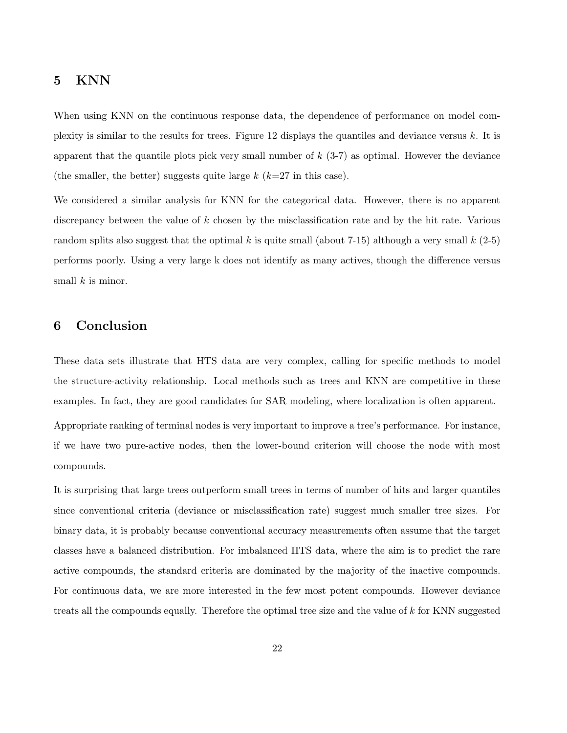## 5 KNN

When using KNN on the continuous response data, the dependence of performance on model complexity is similar to the results for trees. Figure 12 displays the quantiles and deviance versus $k$. It is apparent that the quantile plots pick very small number of $k$ (3-7) as optimal. However the deviance (the smaller, the better) suggests quite large $k$ ($k$=27 in this case).

We considered a similar analysis for KNN for the categorical data. However, there is no apparent discrepancy between the value of $k$ chosen by the misclassification rate and by the hit rate. Various random splits also suggest that the optimal $k$ is quite small (about 7-15) although a very small $k$ (2-5) performs poorly. Using a very large k does not identify as many actives, though the difference versus small $k$ is minor.

## 6 Conclusion

These data sets illustrate that HTS data are very complex, calling for specific methods to model the structure-activity relationship. Local methods such as trees and KNN are competitive in these examples. In fact, they are good candidates for SAR modeling, where localization is often apparent.

Appropriate ranking of terminal nodes is very important to improve a tree's performance. For instance, if we have two pure-active nodes, then the lower-bound criterion will choose the node with most compounds.

It is surprising that large trees outperform small trees in terms of number of hits and larger quantiles since conventional criteria (deviance or misclassification rate) suggest much smaller tree sizes. For binary data, it is probably because conventional accuracy measurements often assume that the target classes have a balanced distribution. For imbalanced HTS data, where the aim is to predict the rare active compounds, the standard criteria are dominated by the majority of the inactive compounds. For continuous data, we are more interested in the few most potent compounds. However deviance treats all the compounds equally. Therefore the optimal tree size and the value of $k$ for KNN suggested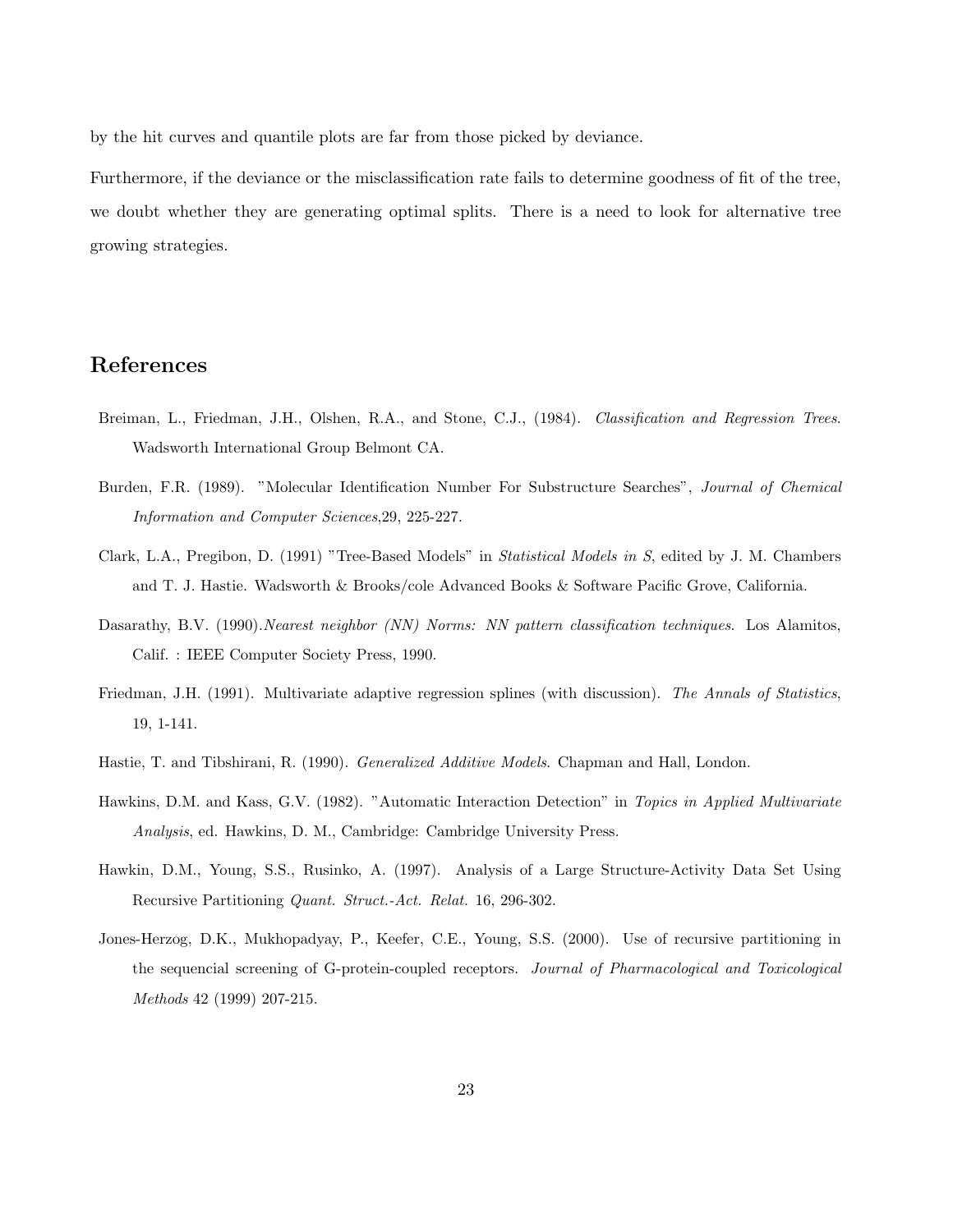by the hit curves and quantile plots are far from those picked by deviance.

Furthermore, if the deviance or the misclassification rate fails to determine goodness of fit of the tree, we doubt whether they are generating optimal splits. There is a need to look for alternative tree growing strategies.

## References

Breiman, L., Friedman, J.H., Olshen, R.A., and Stone, C.J., (1984). *Classification and Regression Trees*. Wadsworth International Group Belmont CA.

Burden, F.R. (1989). "Molecular Identification Number For Substructure Searches", *Journal of Chemical Information and Computer Sciences*,29, 225-227.

Clark, L.A., Pregibon, D. (1991) "Tree-Based Models" in *Statistical Models in S*, edited by J. M. Chambers and T. J. Hastie. Wadsworth & Brooks/cole Advanced Books & Software Pacific Grove, California.

Dasarathy, B.V. (1990).*Nearest neighbor (NN) Norms: NN pattern classification techniques.* Los Alamitos, Calif. : IEEE Computer Society Press, 1990.

Friedman, J.H. (1991). Multivariate adaptive regression splines (with discussion). *The Annals of Statistics*, 19, 1-141.

Hastie, T. and Tibshirani, R. (1990). *Generalized Additive Models.* Chapman and Hall, London.

Hawkins, D.M. and Kass, G.V. (1982). "Automatic Interaction Detection" in *Topics in Applied Multivariate Analysis*, ed. Hawkins, D. M., Cambridge: Cambridge University Press.

Hawkin, D.M., Young, S.S., Rusinko, A. (1997). Analysis of a Large Structure-Activity Data Set Using Recursive Partitioning *Quant. Struct.-Act. Relat.* 16, 296-302.

Jones-Herzog, D.K., Mukhopadyay, P., Keefer, C.E., Young, S.S. (2000). Use of recursive partitioning in the sequencial screening of G-protein-coupled receptors. *Journal of Pharmacological and Toxicological Methods* 42 (1999) 207-215.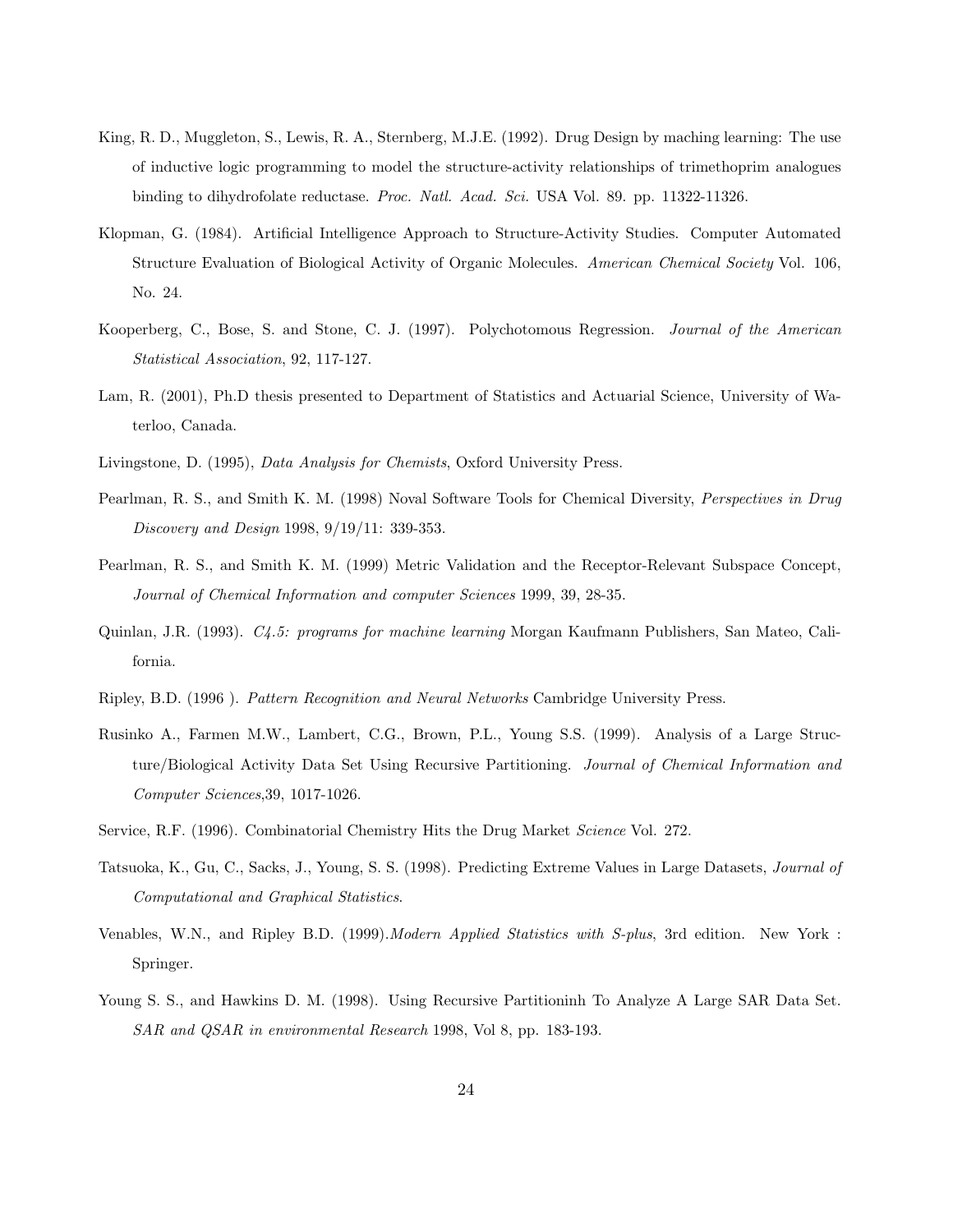King, R. D., Muggleton, S., Lewis, R. A., Sternberg, M.J.E. (1992). Drug Design by maching learning: The use of inductive logic programming to model the structure-activity relationships of trimethoprim analogues binding to dihydrofolate reductase. *Proc. Natl. Acad. Sci.* USA Vol. 89. pp. 11322-11326.

Klopman, G. (1984). Artificial Intelligence Approach to Structure-Activity Studies. Computer Automated Structure Evaluation of Biological Activity of Organic Molecules. *American Chemical Society* Vol. 106, No. 24.

Kooperberg, C., Bose, S. and Stone, C. J. (1997). Polychotomous Regression. *Journal of the American Statistical Association*, 92, 117-127.

Lam, R. (2001), Ph.D thesis presented to Department of Statistics and Actuarial Science, University of Waterloo, Canada.

Livingstone, D. (1995), *Data Analysis for Chemists*, Oxford University Press.

Pearlman, R. S., and Smith K. M. (1998) Noval Software Tools for Chemical Diversity, *Perspectives in Drug Discovery and Design* 1998, 9/19/11: 339-353.

Pearlman, R. S., and Smith K. M. (1999) Metric Validation and the Receptor-Relevant Subspace Concept, *Journal of Chemical Information and computer Sciences* 1999, 39, 28-35.

Quinlan, J.R. (1993). *C4.5: programs for machine learning* Morgan Kaufmann Publishers, San Mateo, California.

Ripley, B.D. (1996 ). *Pattern Recognition and Neural Networks* Cambridge University Press.

Rusinko A., Farmen M.W., Lambert, C.G., Brown, P.L., Young S.S. (1999). Analysis of a Large Structure/Biological Activity Data Set Using Recursive Partitioning. *Journal of Chemical Information and Computer Sciences*,39, 1017-1026.

Service, R.F. (1996). Combinatorial Chemistry Hits the Drug Market *Science* Vol. 272.

Tatsuoka, K., Gu, C., Sacks, J., Young, S. S. (1998). Predicting Extreme Values in Large Datasets, *Journal of Computational and Graphical Statistics*.

Venables, W.N., and Ripley B.D. (1999).*Modern Applied Statistics with S-plus*, 3rd edition. New York : Springer.

Young S. S., and Hawkins D. M. (1998). Using Recursive Partitioninh To Analyze A Large SAR Data Set. *SAR and QSAR in environmental Research* 1998, Vol 8, pp. 183-193.